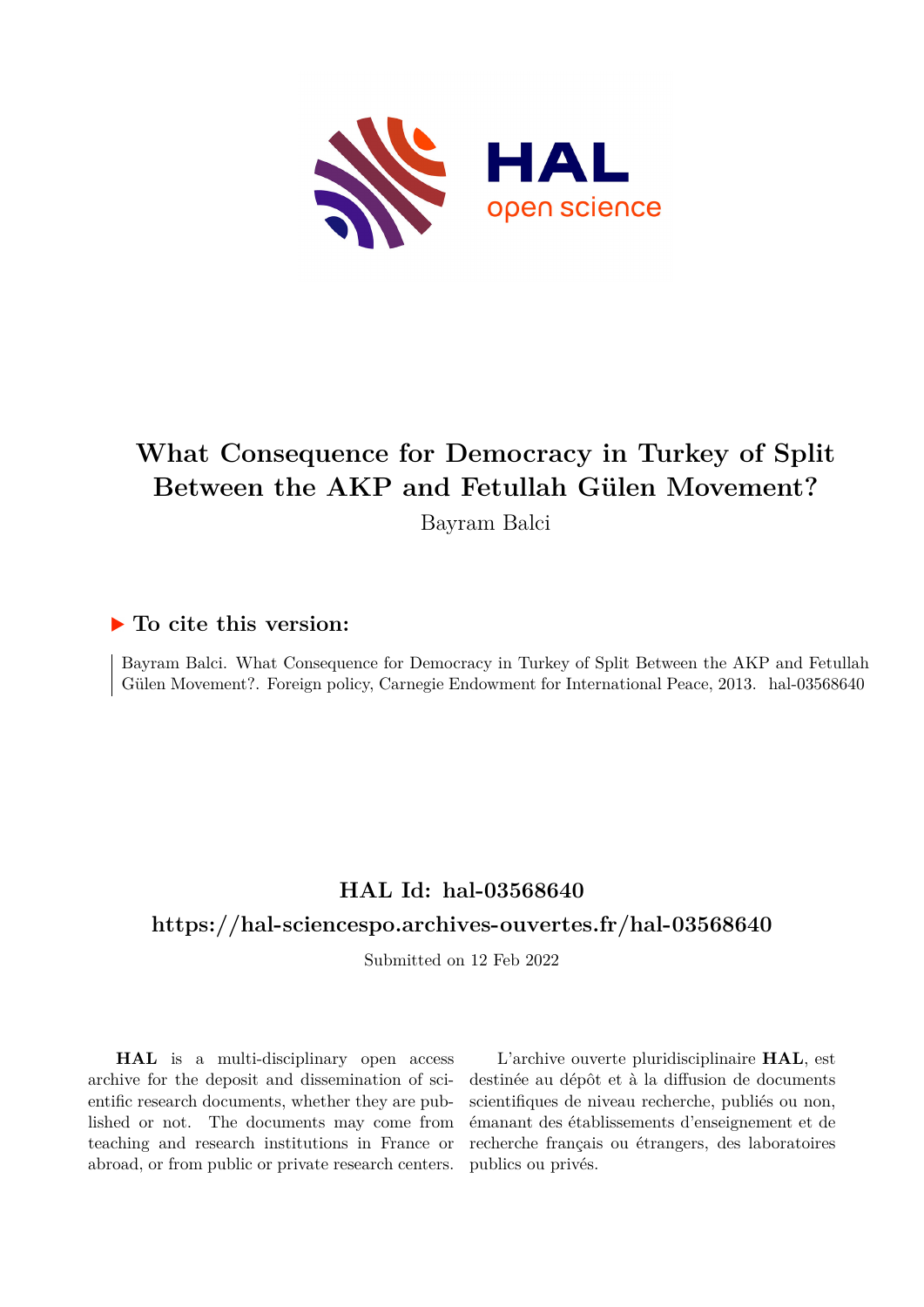# What Consequence for Democracy in Turkey of Split Between the AKP and Fetullah Gülen Movement?

Bayram Balci

## ▶ To cite this version:

Bayram Balci. What Consequence for Democracy in Turkey of Split Between the AKP and Fetullah Gülen Movement?. Foreign policy, Carnegie Endowment for International Peace, 2013. hal-03568640

## HAL Id: hal-03568640

## https://hal-sciencespo.archives-ouvertes.fr/hal-03568640

Submitted on 12 Feb 2022

**HAL** is a multi-disciplinary open access archive for the deposit and dissemination of scientific research documents, whether they are published or not. The documents may come from teaching and research institutions in France or abroad, or from public or private research centers.

L'archive ouverte pluridisciplinaire **HAL**, est destinée au dépôt et à la diffusion de documents scientifiques de niveau recherche, publiés ou non, émanant des établissements d'enseignement et de recherche français ou étrangers, des laboratoires publics ou privés.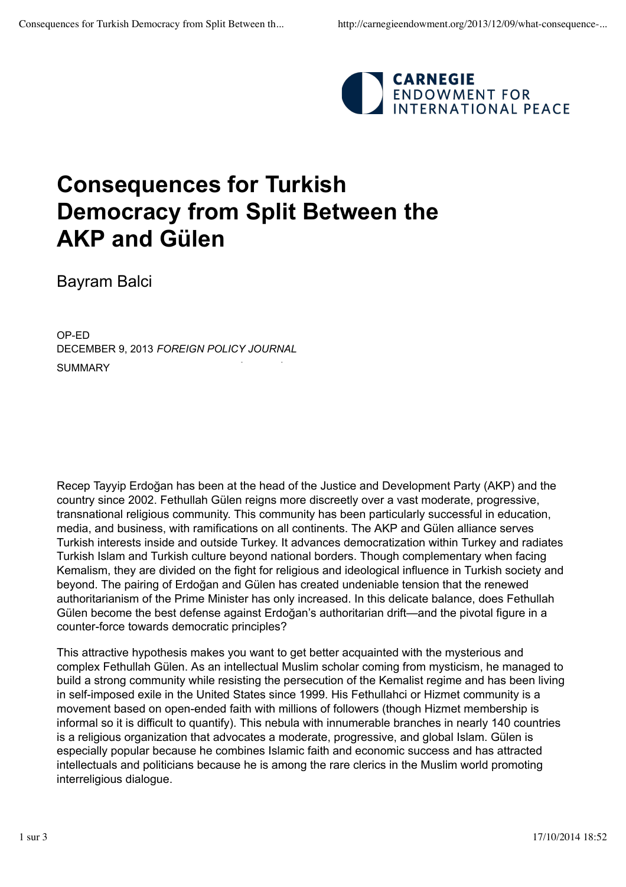# Consequences for Turkish Democracy from Split Between the AKP and Gülen

Bayram Balci

OP-ED
DECEMBER 9, 2013 *FOREIGN POLICY JOURNAL*

SUMMARY

Recep Tayyip Erdoğan has been at the head of the Justice and Development Party (AKP) and the country since 2002. Fethullah Gülen reigns more discreetly over a vast moderate, progressive, transnational religious community. This community has been particularly successful in education, media, and business, with ramifications on all continents. The AKP and Gülen alliance serves Turkish interests inside and outside Turkey. It advances democratization within Turkey and radiates Turkish Islam and Turkish culture beyond national borders. Though complementary when facing Kemalism, they are divided on the fight for religious and ideological influence in Turkish society and beyond. The pairing of Erdoğan and Gülen has created undeniable tension that the renewed authoritarianism of the Prime Minister has only increased. In this delicate balance, does Fethullah Gülen become the best defense against Erdoğan's authoritarian drift—and the pivotal figure in a counter-force towards democratic principles?

This attractive hypothesis makes you want to get better acquainted with the mysterious and complex Fethullah Gülen. As an intellectual Muslim scholar coming from mysticism, he managed to build a strong community while resisting the persecution of the Kemalist regime and has been living in self-imposed exile in the United States since 1999. His Fethullahci or Hizmet community is a movement based on open-ended faith with millions of followers (though Hizmet membership is informal so it is difficult to quantify). This nebula with innumerable branches in nearly 140 countries is a religious organization that advocates a moderate, progressive, and global Islam. Gülen is especially popular because he combines Islamic faith and economic success and has attracted intellectuals and politicians because he is among the rare clerics in the Muslim world promoting interreligious dialogue.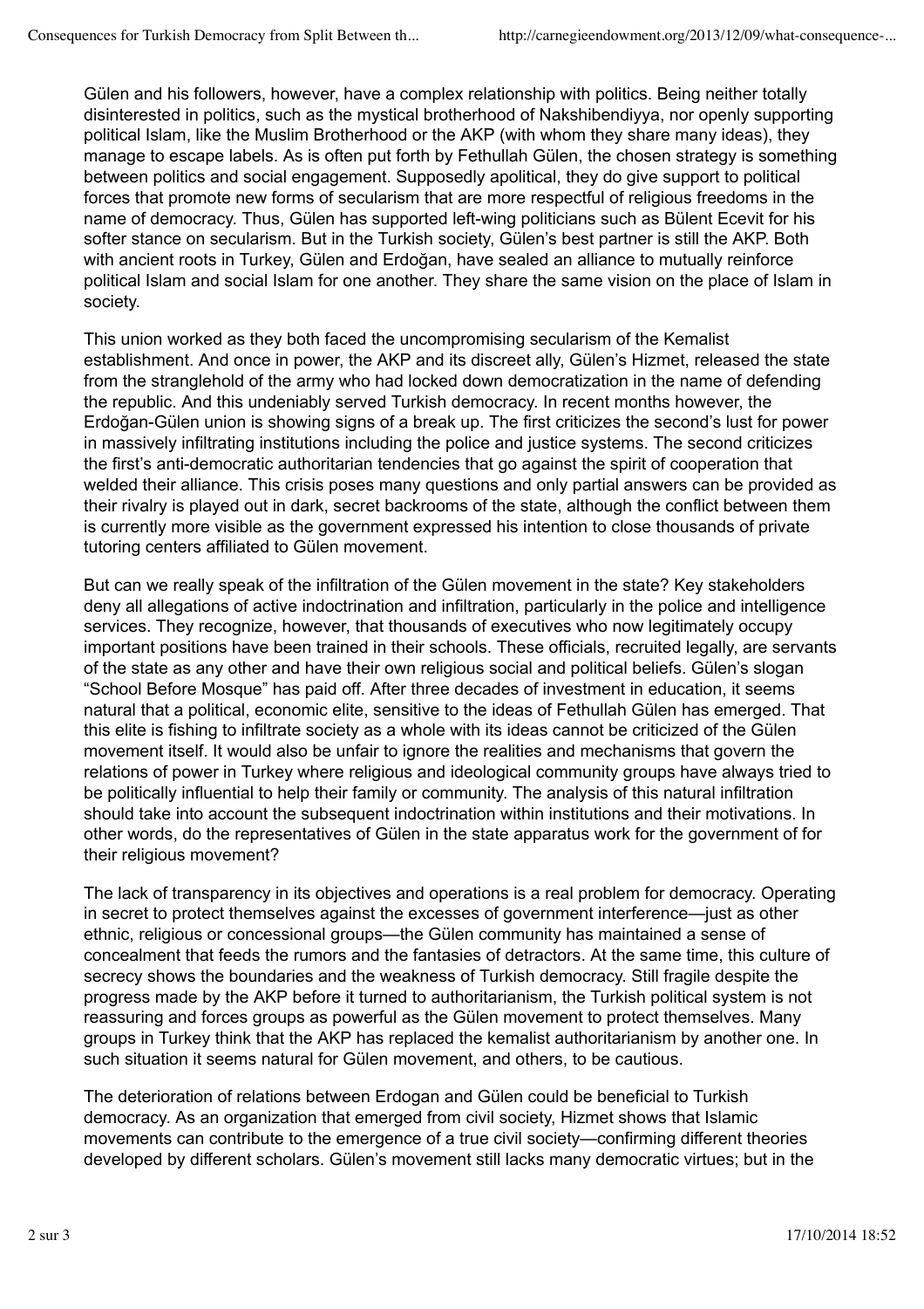Gülen and his followers, however, have a complex relationship with politics. Being neither totally disinterested in politics, such as the mystical brotherhood of Nakshibendiyya, nor openly supporting political Islam, like the Muslim Brotherhood or the AKP (with whom they share many ideas), they manage to escape labels. As is often put forth by Fethullah Gülen, the chosen strategy is something between politics and social engagement. Supposedly apolitical, they do give support to political forces that promote new forms of secularism that are more respectful of religious freedoms in the name of democracy. Thus, Gülen has supported left-wing politicians such as Bülent Ecevit for his softer stance on secularism. But in the Turkish society, Gülen's best partner is still the AKP. Both with ancient roots in Turkey, Gülen and Erdoğan, have sealed an alliance to mutually reinforce political Islam and social Islam for one another. They share the same vision on the place of Islam in society.

This union worked as they both faced the uncompromising secularism of the Kemalist establishment. And once in power, the AKP and its discreet ally, Gülen's Hizmet, released the state from the stranglehold of the army who had locked down democratization in the name of defending the republic. And this undeniably served Turkish democracy. In recent months however, the Erdoğan-Gülen union is showing signs of a break up. The first criticizes the second's lust for power in massively infiltrating institutions including the police and justice systems. The second criticizes the first's anti-democratic authoritarian tendencies that go against the spirit of cooperation that welded their alliance. This crisis poses many questions and only partial answers can be provided as their rivalry is played out in dark, secret backrooms of the state, although the conflict between them is currently more visible as the government expressed his intention to close thousands of private tutoring centers affiliated to Gülen movement.

But can we really speak of the infiltration of the Gülen movement in the state? Key stakeholders deny all allegations of active indoctrination and infiltration, particularly in the police and intelligence services. They recognize, however, that thousands of executives who now legitimately occupy important positions have been trained in their schools. These officials, recruited legally, are servants of the state as any other and have their own religious social and political beliefs. Gülen's slogan "School Before Mosque" has paid off. After three decades of investment in education, it seems natural that a political, economic elite, sensitive to the ideas of Fethullah Gülen has emerged. That this elite is fishing to infiltrate society as a whole with its ideas cannot be criticized of the Gülen movement itself. It would also be unfair to ignore the realities and mechanisms that govern the relations of power in Turkey where religious and ideological community groups have always tried to be politically influential to help their family or community. The analysis of this natural infiltration should take into account the subsequent indoctrination within institutions and their motivations. In other words, do the representatives of Gülen in the state apparatus work for the government of for their religious movement?

The lack of transparency in its objectives and operations is a real problem for democracy. Operating in secret to protect themselves against the excesses of government interference—just as other ethnic, religious or concessional groups—the Gülen community has maintained a sense of concealment that feeds the rumors and the fantasies of detractors. At the same time, this culture of secrecy shows the boundaries and the weakness of Turkish democracy. Still fragile despite the progress made by the AKP before it turned to authoritarianism, the Turkish political system is not reassuring and forces groups as powerful as the Gülen movement to protect themselves. Many groups in Turkey think that the AKP has replaced the kemalist authoritarianism by another one. In such situation it seems natural for Gülen movement, and others, to be cautious.

The deterioration of relations between Erdogan and Gülen could be beneficial to Turkish democracy. As an organization that emerged from civil society, Hizmet shows that Islamic movements can contribute to the emergence of a true civil society—confirming different theories developed by different scholars. Gülen's movement still lacks many democratic virtues; but in the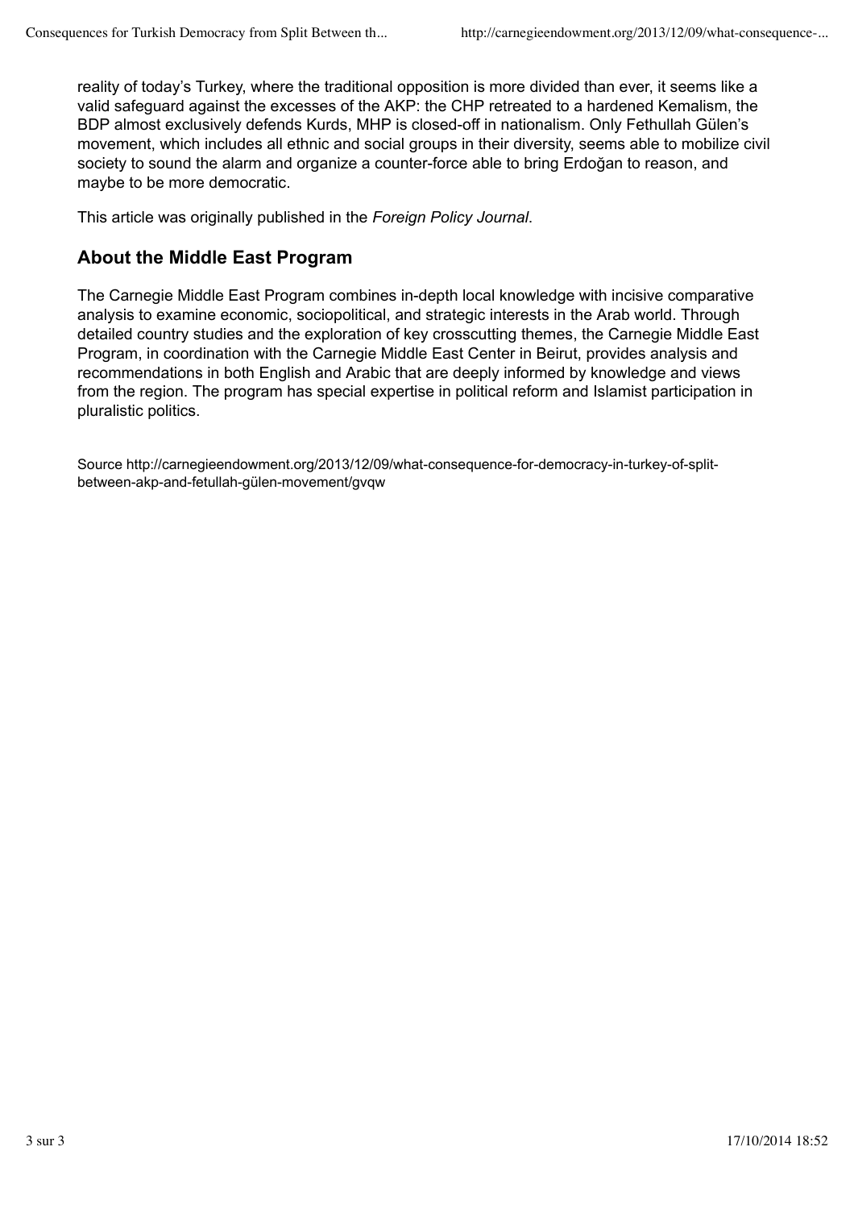reality of today's Turkey, where the traditional opposition is more divided than ever, it seems like a valid safeguard against the excesses of the AKP: the CHP retreated to a hardened Kemalism, the BDP almost exclusively defends Kurds, MHP is closed-off in nationalism. Only Fethullah Gülen's movement, which includes all ethnic and social groups in their diversity, seems able to mobilize civil society to sound the alarm and organize a counter-force able to bring Erdoğan to reason, and maybe to be more democratic.

This article was originally published in the *Foreign Policy Journal*.

## About the Middle East Program

The Carnegie Middle East Program combines in-depth local knowledge with incisive comparative analysis to examine economic, sociopolitical, and strategic interests in the Arab world. Through detailed country studies and the exploration of key crosscutting themes, the Carnegie Middle East Program, in coordination with the Carnegie Middle East Center in Beirut, provides analysis and recommendations in both English and Arabic that are deeply informed by knowledge and views from the region. The program has special expertise in political reform and Islamist participation in pluralistic politics.

Source http://carnegieendowment.org/2013/12/09/what-consequence-for-democracy-in-turkey-of-split-between-akp-and-fetullah-gülen-movement/gvqw